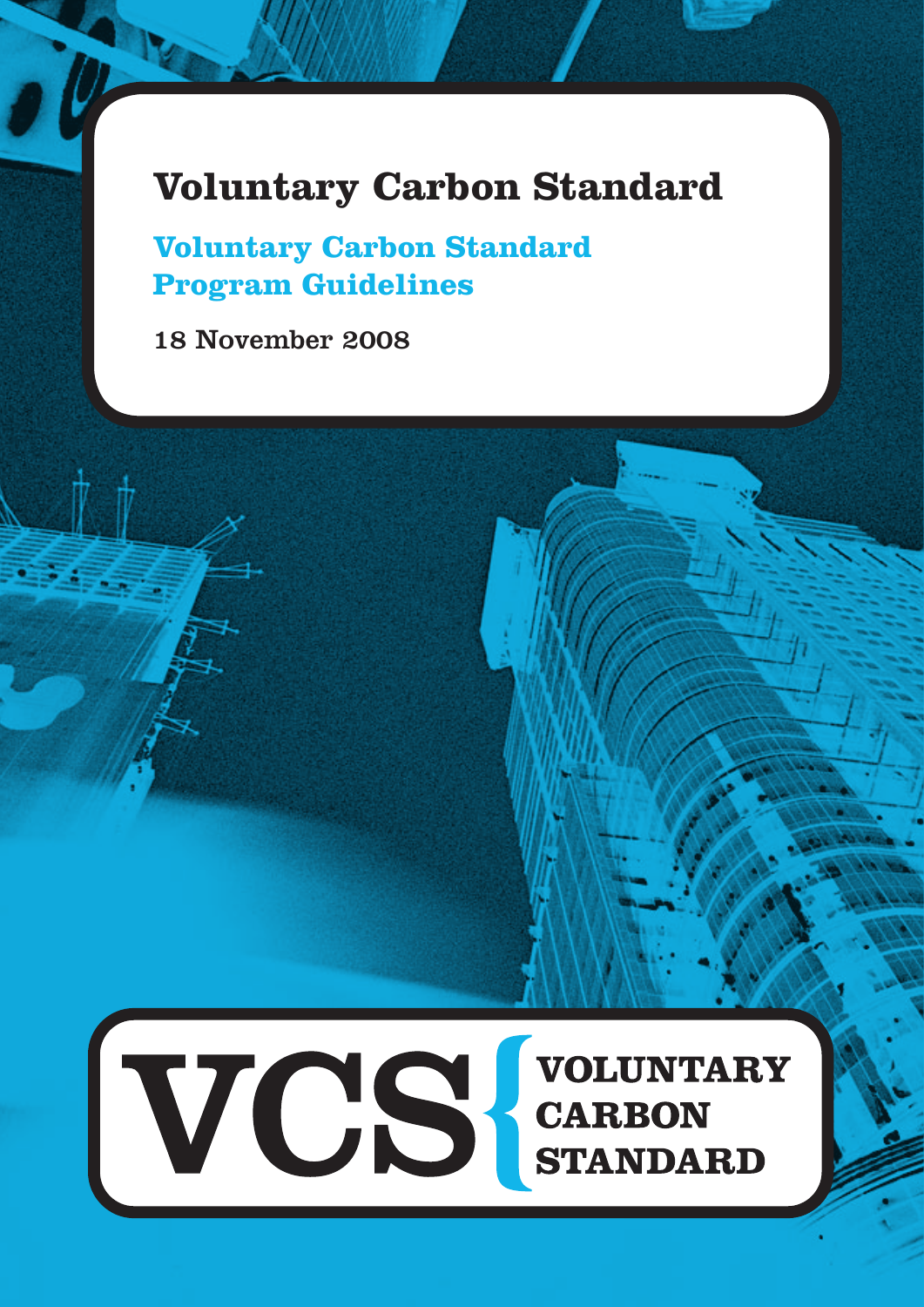# Voluntary Carbon Standard

## Voluntary Carbon Standard Program Guidelines

18 November 2008

VCS VOLUNTARY CARBON STANDARD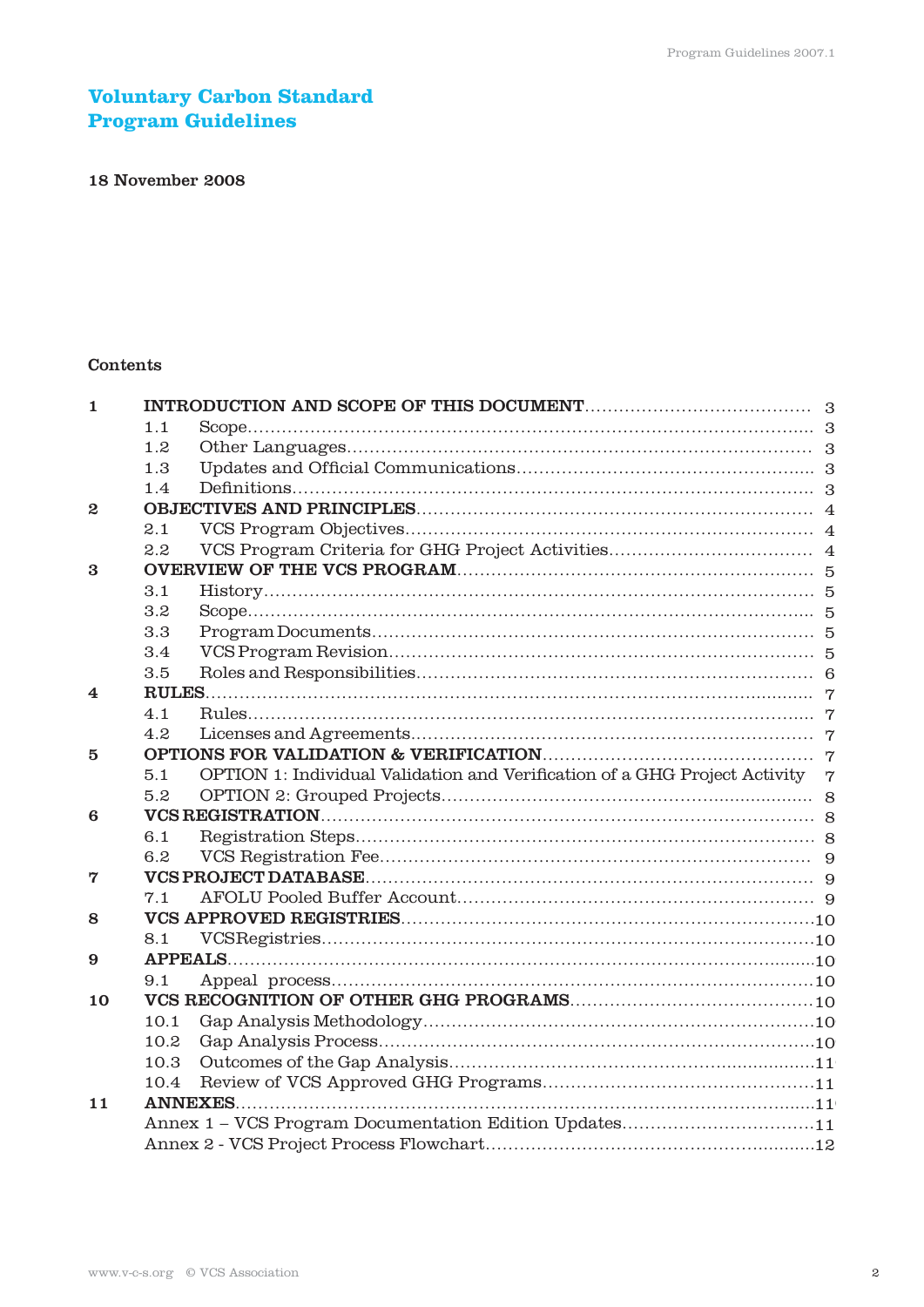# Voluntary Carbon Standard
# Program Guidelines

**18 November 2008**

**Contents**

| | | |
|---|---|---|
| **1** | **INTRODUCTION AND SCOPE OF THIS DOCUMENT** | 3 |
| | 1.1 Scope | 3 |
| | 1.2 Other Languages | 3 |
| | 1.3 Updates and Official Communications | 3 |
| | 1.4 Definitions | 3 |
| **2** | **OBJECTIVES AND PRINCIPLES** | 4 |
| | 2.1 VCS Program Objectives | 4 |
| | 2.2 VCS Program Criteria for GHG Project Activities | 4 |
| **3** | **OVERVIEW OF THE VCS PROGRAM** | 5 |
| | 3.1 History | 5 |
| | 3.2 Scope | 5 |
| | 3.3 Program Documents | 5 |
| | 3.4 VCS Program Revision | 5 |
| | 3.5 Roles and Responsibilities | 6 |
| **4** | **RULES** | 7 |
| | 4.1 Rules | 7 |
| | 4.2 Licenses and Agreements | 7 |
| **5** | **OPTIONS FOR VALIDATION & VERIFICATION** | 7 |
| | 5.1 OPTION 1: Individual Validation and Verification of a GHG Project Activity | 7 |
| | 5.2 OPTION 2: Grouped Projects | 8 |
| **6** | **VCS REGISTRATION** | 8 |
| | 6.1 Registration Steps | 8 |
| | 6.2 VCS Registration Fee | 9 |
| **7** | **VCS PROJECT DATABASE** | 9 |
| | 7.1 AFOLU Pooled Buffer Account | 9 |
| **8** | **VCS APPROVED REGISTRIES** | 10 |
| | 8.1 VCSRegistries | 10 |
| **9** | **APPEALS** | 10 |
| | 9.1 Appeal process | 10 |
| **10** | **VCS RECOGNITION OF OTHER GHG PROGRAMS** | 10 |
| | 10.1 Gap Analysis Methodology | 10 |
| | 10.2 Gap Analysis Process | 10 |
| | 10.3 Outcomes of the Gap Analysis | 11 |
| | 10.4 Review of VCS Approved GHG Programs | 11 |
| **11** | **ANNEXES** | 11 |
| | Annex 1 – VCS Program Documentation Edition Updates | 11 |
| | Annex 2 - VCS Project Process Flowchart | 12 |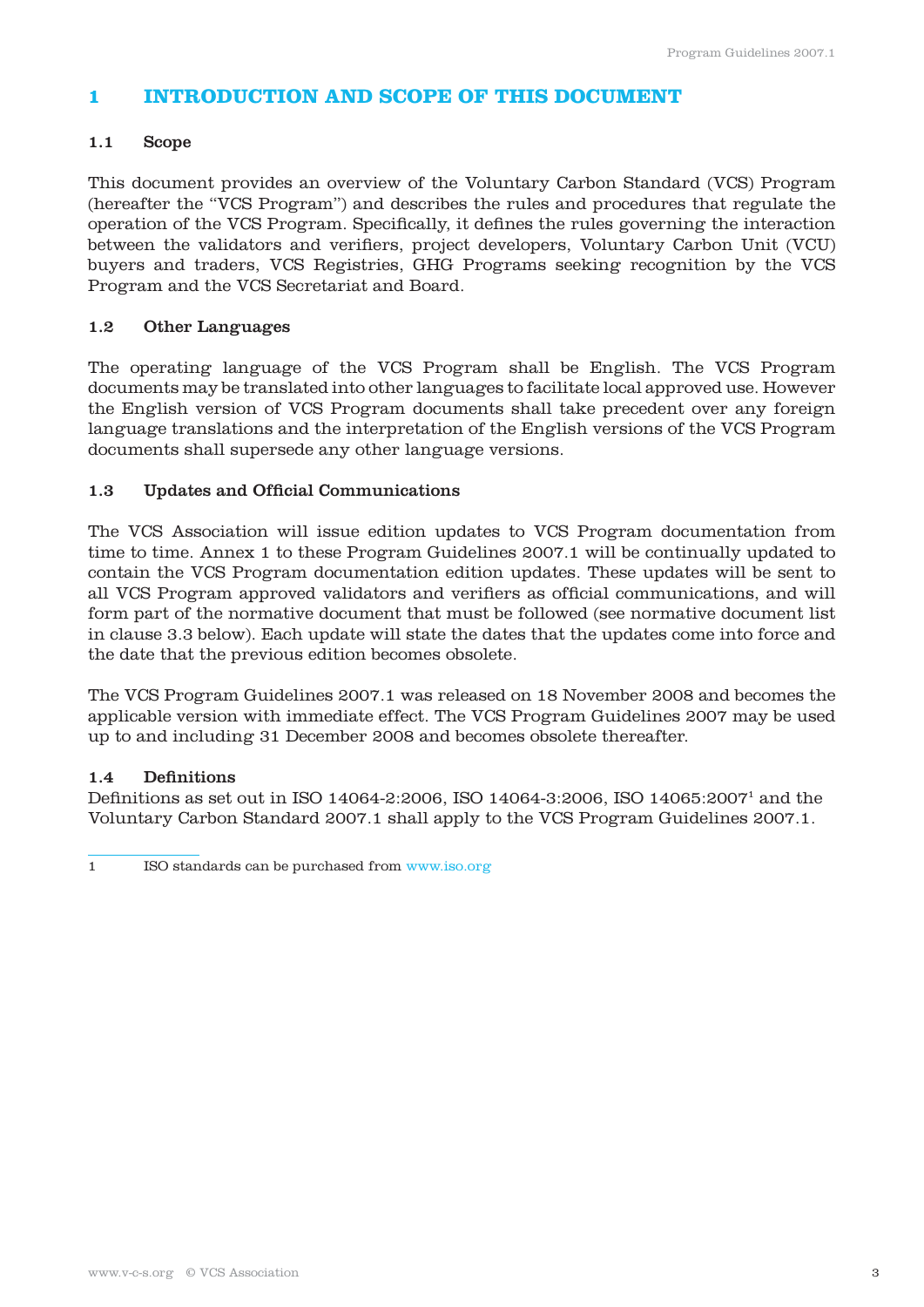# 1 INTRODUCTION AND SCOPE OF THIS DOCUMENT

## 1.1 Scope

This document provides an overview of the Voluntary Carbon Standard (VCS) Program (hereafter the "VCS Program") and describes the rules and procedures that regulate the operation of the VCS Program. Specifically, it defines the rules governing the interaction between the validators and verifiers, project developers, Voluntary Carbon Unit (VCU) buyers and traders, VCS Registries, GHG Programs seeking recognition by the VCS Program and the VCS Secretariat and Board.

## 1.2 Other Languages

The operating language of the VCS Program shall be English. The VCS Program documents may be translated into other languages to facilitate local approved use. However the English version of VCS Program documents shall take precedent over any foreign language translations and the interpretation of the English versions of the VCS Program documents shall supersede any other language versions.

## 1.3 Updates and Official Communications

The VCS Association will issue edition updates to VCS Program documentation from time to time. Annex 1 to these Program Guidelines 2007.1 will be continually updated to contain the VCS Program documentation edition updates. These updates will be sent to all VCS Program approved validators and verifiers as official communications, and will form part of the normative document that must be followed (see normative document list in clause 3.3 below). Each update will state the dates that the updates come into force and the date that the previous edition becomes obsolete.

The VCS Program Guidelines 2007.1 was released on 18 November 2008 and becomes the applicable version with immediate effect. The VCS Program Guidelines 2007 may be used up to and including 31 December 2008 and becomes obsolete thereafter.

## 1.4 Definitions

Definitions as set out in ISO 14064-2:2006, ISO 14064-3:2006, ISO 14065:2007[1] and the Voluntary Carbon Standard 2007.1 shall apply to the VCS Program Guidelines 2007.1.

---

1 ISO standards can be purchased from www.iso.org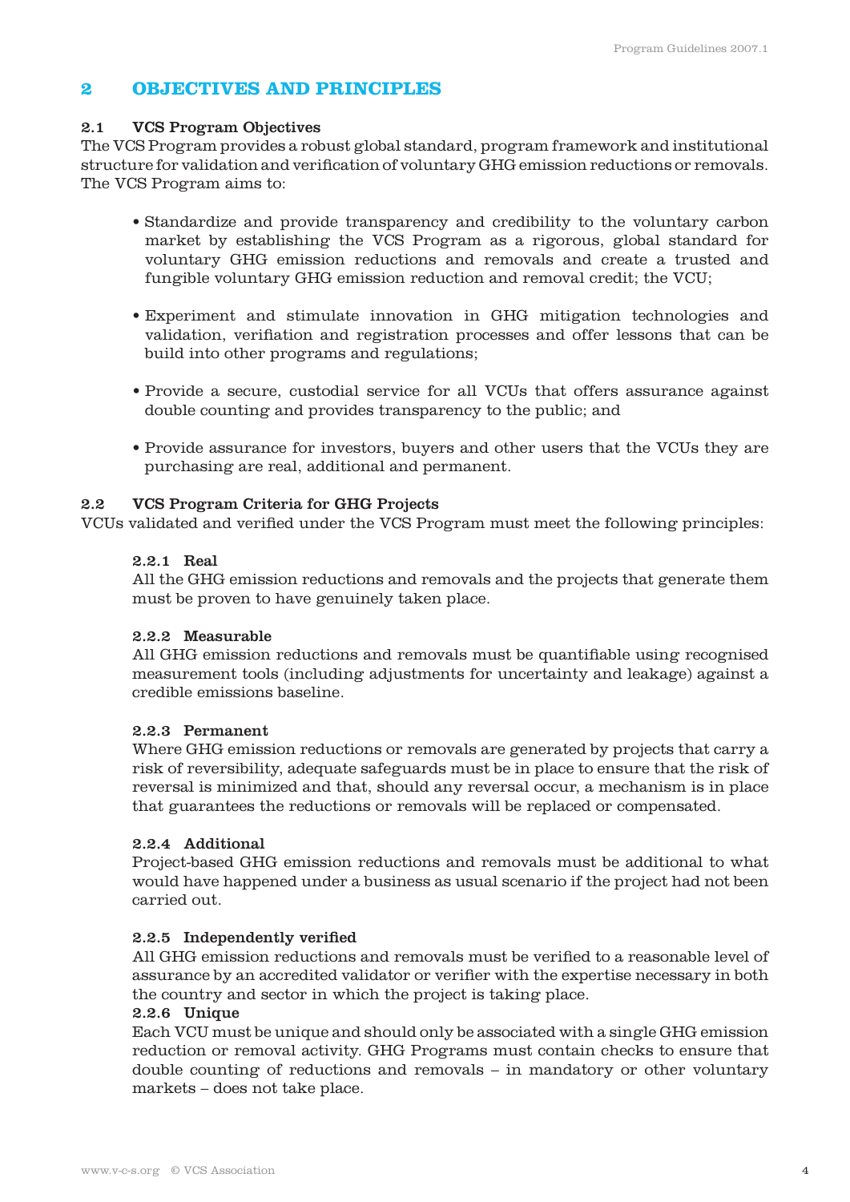# 2 OBJECTIVES AND PRINCIPLES

## 2.1 VCS Program Objectives

The VCS Program provides a robust global standard, program framework and institutional structure for validation and verification of voluntary GHG emission reductions or removals. The VCS Program aims to:

- Standardize and provide transparency and credibility to the voluntary carbon market by establishing the VCS Program as a rigorous, global standard for voluntary GHG emission reductions and removals and create a trusted and fungible voluntary GHG emission reduction and removal credit; the VCU;

- Experiment and stimulate innovation in GHG mitigation technologies and validation, verifiation and registration processes and offer lessons that can be build into other programs and regulations;

- Provide a secure, custodial service for all VCUs that offers assurance against double counting and provides transparency to the public; and

- Provide assurance for investors, buyers and other users that the VCUs they are purchasing are real, additional and permanent.

## 2.2 VCS Program Criteria for GHG Projects

VCUs validated and verified under the VCS Program must meet the following principles:

### 2.2.1 Real

All the GHG emission reductions and removals and the projects that generate them must be proven to have genuinely taken place.

### 2.2.2 Measurable

All GHG emission reductions and removals must be quantifiable using recognised measurement tools (including adjustments for uncertainty and leakage) against a credible emissions baseline.

### 2.2.3 Permanent

Where GHG emission reductions or removals are generated by projects that carry a risk of reversibility, adequate safeguards must be in place to ensure that the risk of reversal is minimized and that, should any reversal occur, a mechanism is in place that guarantees the reductions or removals will be replaced or compensated.

### 2.2.4 Additional

Project-based GHG emission reductions and removals must be additional to what would have happened under a business as usual scenario if the project had not been carried out.

### 2.2.5 Independently verified

All GHG emission reductions and removals must be verified to a reasonable level of assurance by an accredited validator or verifier with the expertise necessary in both the country and sector in which the project is taking place.

### 2.2.6 Unique

Each VCU must be unique and should only be associated with a single GHG emission reduction or removal activity. GHG Programs must contain checks to ensure that double counting of reductions and removals – in mandatory or other voluntary markets – does not take place.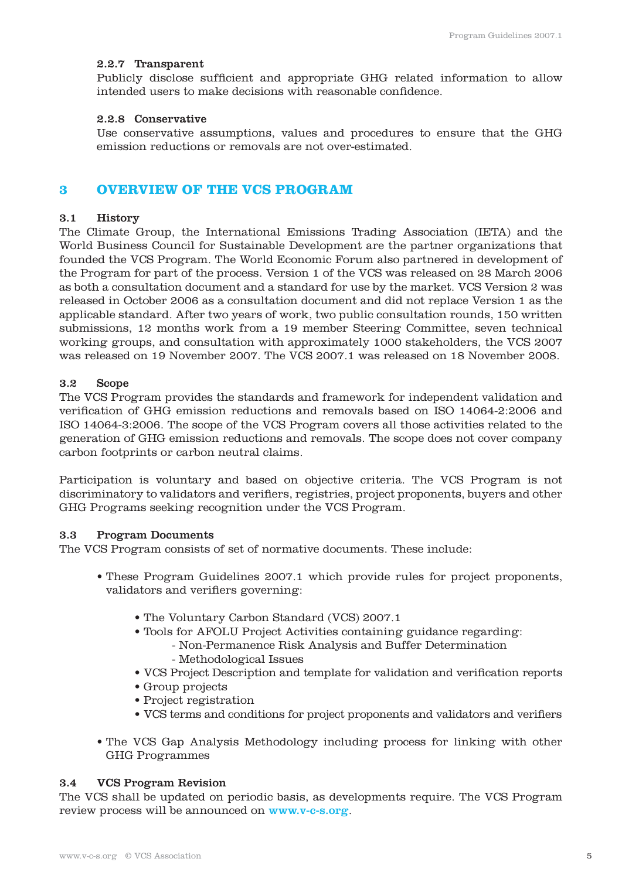#### 2.2.7 Transparent

Publicly disclose sufficient and appropriate GHG related information to allow intended users to make decisions with reasonable confidence.

#### 2.2.8 Conservative

Use conservative assumptions, values and procedures to ensure that the GHG emission reductions or removals are not over-estimated.

## 3 OVERVIEW OF THE VCS PROGRAM

### 3.1 History

The Climate Group, the International Emissions Trading Association (IETA) and the World Business Council for Sustainable Development are the partner organizations that founded the VCS Program. The World Economic Forum also partnered in development of the Program for part of the process. Version 1 of the VCS was released on 28 March 2006 as both a consultation document and a standard for use by the market. VCS Version 2 was released in October 2006 as a consultation document and did not replace Version 1 as the applicable standard. After two years of work, two public consultation rounds, 150 written submissions, 12 months work from a 19 member Steering Committee, seven technical working groups, and consultation with approximately 1000 stakeholders, the VCS 2007 was released on 19 November 2007. The VCS 2007.1 was released on 18 November 2008.

### 3.2 Scope

The VCS Program provides the standards and framework for independent validation and verification of GHG emission reductions and removals based on ISO 14064-2:2006 and ISO 14064-3:2006. The scope of the VCS Program covers all those activities related to the generation of GHG emission reductions and removals. The scope does not cover company carbon footprints or carbon neutral claims.

Participation is voluntary and based on objective criteria. The VCS Program is not discriminatory to validators and verifiers, registries, project proponents, buyers and other GHG Programs seeking recognition under the VCS Program.

### 3.3 Program Documents

The VCS Program consists of set of normative documents. These include:

- These Program Guidelines 2007.1 which provide rules for project proponents, validators and verifiers governing:
    - The Voluntary Carbon Standard (VCS) 2007.1
    - Tools for AFOLU Project Activities containing guidance regarding:
        - Non-Permanence Risk Analysis and Buffer Determination
        - Methodological Issues
    - VCS Project Description and template for validation and verification reports
    - Group projects
    - Project registration
    - VCS terms and conditions for project proponents and validators and verifiers
- The VCS Gap Analysis Methodology including process for linking with other GHG Programmes

### 3.4 VCS Program Revision

The VCS shall be updated on periodic basis, as developments require. The VCS Program review process will be announced on www.v-c-s.org.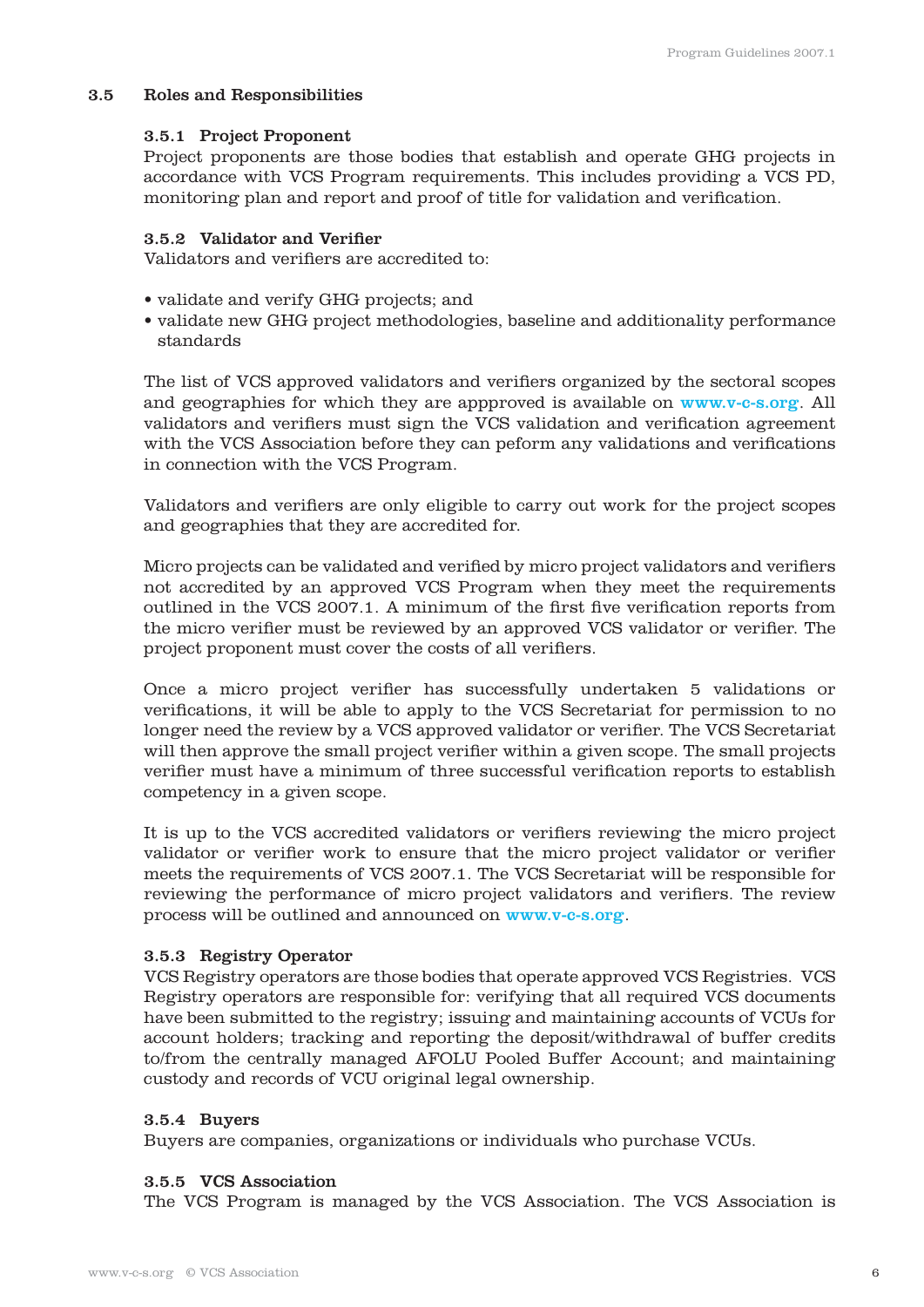### 3.5 Roles and Responsibilities

#### 3.5.1 Project Proponent

Project proponents are those bodies that establish and operate GHG projects in accordance with VCS Program requirements. This includes providing a VCS PD, monitoring plan and report and proof of title for validation and verification.

#### 3.5.2 Validator and Verifier

Validators and verifiers are accredited to:

- validate and verify GHG projects; and
- validate new GHG project methodologies, baseline and additionality performance standards

The list of VCS approved validators and verifiers organized by the sectoral scopes and geographies for which they are appproved is available on www.v-c-s.org. All validators and verifiers must sign the VCS validation and verification agreement with the VCS Association before they can peform any validations and verifications in connection with the VCS Program.

Validators and verifiers are only eligible to carry out work for the project scopes and geographies that they are accredited for.

Micro projects can be validated and verified by micro project validators and verifiers not accredited by an approved VCS Program when they meet the requirements outlined in the VCS 2007.1. A minimum of the first five verification reports from the micro verifier must be reviewed by an approved VCS validator or verifier. The project proponent must cover the costs of all verifiers.

Once a micro project verifier has successfully undertaken 5 validations or verifications, it will be able to apply to the VCS Secretariat for permission to no longer need the review by a VCS approved validator or verifier. The VCS Secretariat will then approve the small project verifier within a given scope. The small projects verifier must have a minimum of three successful verification reports to establish competency in a given scope.

It is up to the VCS accredited validators or verifiers reviewing the micro project validator or verifier work to ensure that the micro project validator or verifier meets the requirements of VCS 2007.1. The VCS Secretariat will be responsible for reviewing the performance of micro project validators and verifiers. The review process will be outlined and announced on www.v-c-s.org.

#### 3.5.3 Registry Operator

VCS Registry operators are those bodies that operate approved VCS Registries. VCS Registry operators are responsible for: verifying that all required VCS documents have been submitted to the registry; issuing and maintaining accounts of VCUs for account holders; tracking and reporting the deposit/withdrawal of buffer credits to/from the centrally managed AFOLU Pooled Buffer Account; and maintaining custody and records of VCU original legal ownership.

#### 3.5.4 Buyers

Buyers are companies, organizations or individuals who purchase VCUs.

#### 3.5.5 VCS Association

The VCS Program is managed by the VCS Association. The VCS Association is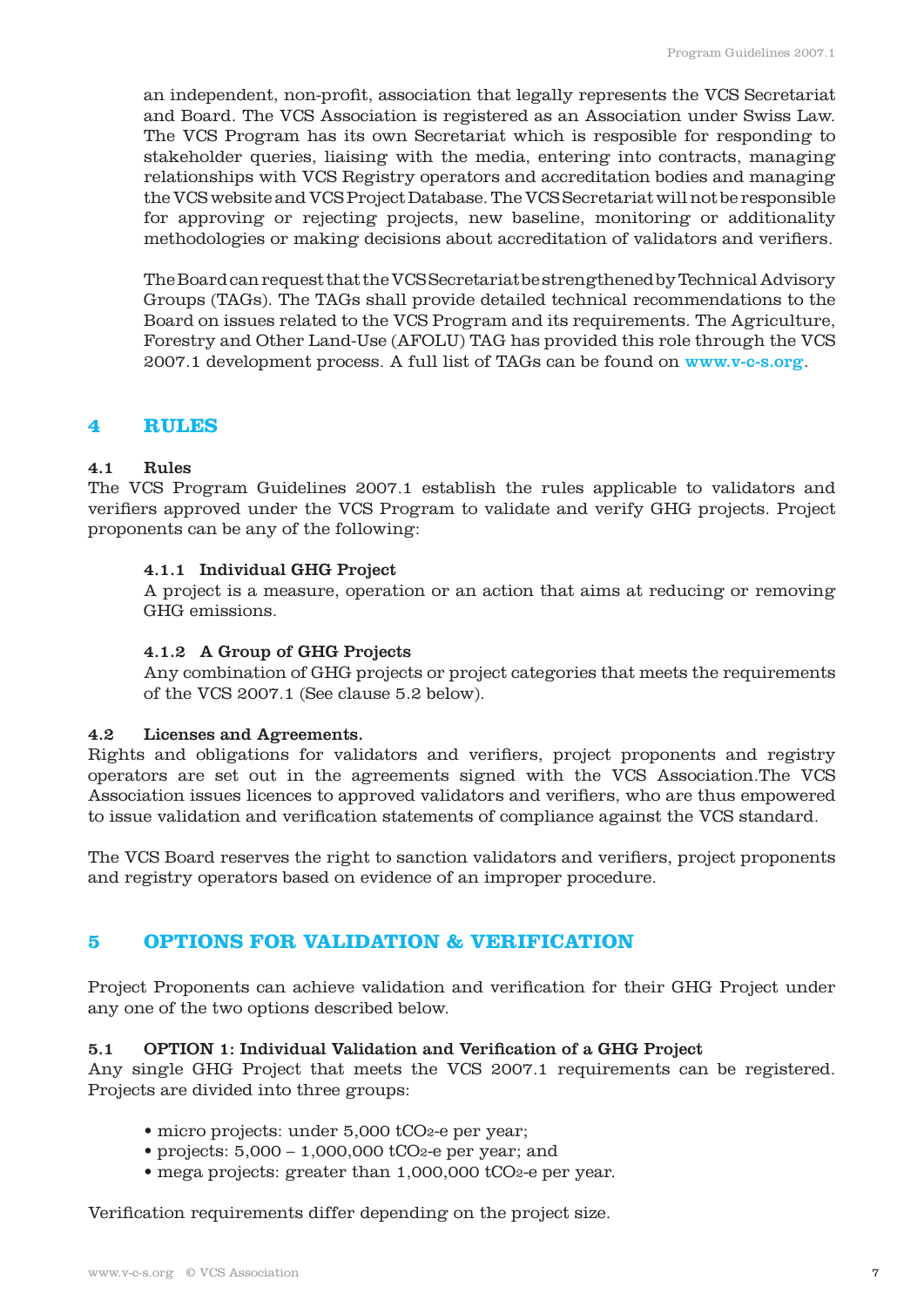an independent, non-profit, association that legally represents the VCS Secretariat and Board. The VCS Association is registered as an Association under Swiss Law. The VCS Program has its own Secretariat which is resposible for responding to stakeholder queries, liaising with the media, entering into contracts, managing relationships with VCS Registry operators and accreditation bodies and managing the VCS website and VCS Project Database. The VCS Secretariat will not be responsible for approving or rejecting projects, new baseline, monitoring or additionality methodologies or making decisions about accreditation of validators and verifiers.

The Board can request that the VCS Secretariat be strengthened by Technical Advisory Groups (TAGs). The TAGs shall provide detailed technical recommendations to the Board on issues related to the VCS Program and its requirements. The Agriculture, Forestry and Other Land-Use (AFOLU) TAG has provided this role through the VCS 2007.1 development process. A full list of TAGs can be found on www.v-c-s.org.

# 4 RULES

## 4.1 Rules

The VCS Program Guidelines 2007.1 establish the rules applicable to validators and verifiers approved under the VCS Program to validate and verify GHG projects. Project proponents can be any of the following:

### 4.1.1 Individual GHG Project

A project is a measure, operation or an action that aims at reducing or removing GHG emissions.

### 4.1.2 A Group of GHG Projects

Any combination of GHG projects or project categories that meets the requirements of the VCS 2007.1 (See clause 5.2 below).

## 4.2 Licenses and Agreements.

Rights and obligations for validators and verifiers, project proponents and registry operators are set out in the agreements signed with the VCS Association.The VCS Association issues licences to approved validators and verifiers, who are thus empowered to issue validation and verification statements of compliance against the VCS standard.

The VCS Board reserves the right to sanction validators and verifiers, project proponents and registry operators based on evidence of an improper procedure.

# 5 OPTIONS FOR VALIDATION & VERIFICATION

Project Proponents can achieve validation and verification for their GHG Project under any one of the two options described below.

## 5.1 OPTION 1: Individual Validation and Verification of a GHG Project

Any single GHG Project that meets the VCS 2007.1 requirements can be registered. Projects are divided into three groups:

- micro projects: under 5,000 $tCO_2$-e per year;
- projects: 5,000 – 1,000,000 $tCO_2$-e per year; and
- mega projects: greater than 1,000,000 $tCO_2$-e per year.

Verification requirements differ depending on the project size.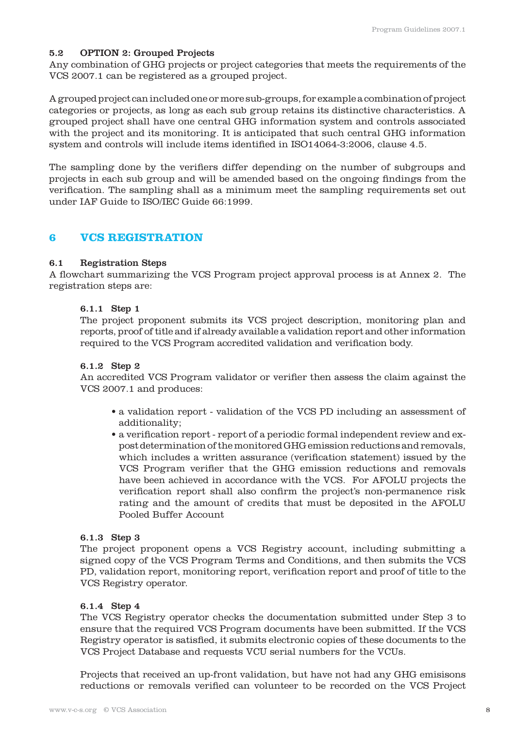### 5.2 OPTION 2: Grouped Projects

Any combination of GHG projects or project categories that meets the requirements of the VCS 2007.1 can be registered as a grouped project.

A grouped project can included one or more sub-groups, for example a combination of project categories or projects, as long as each sub group retains its distinctive characteristics. A grouped project shall have one central GHG information system and controls associated with the project and its monitoring. It is anticipated that such central GHG information system and controls will include items identified in ISO14064-3:2006, clause 4.5.

The sampling done by the verifiers differ depending on the number of subgroups and projects in each sub group and will be amended based on the ongoing findings from the verification. The sampling shall as a minimum meet the sampling requirements set out under IAF Guide to ISO/IEC Guide 66:1999.

## 6 VCS REGISTRATION

### 6.1 Registration Steps

A flowchart summarizing the VCS Program project approval process is at Annex 2. The registration steps are:

#### 6.1.1 Step 1

The project proponent submits its VCS project description, monitoring plan and reports, proof of title and if already available a validation report and other information required to the VCS Program accredited validation and verification body.

#### 6.1.2 Step 2

An accredited VCS Program validator or verifier then assess the claim against the VCS 2007.1 and produces:

- a validation report - validation of the VCS PD including an assessment of additionality;
- a verification report - report of a periodic formal independent review and ex-post determination of the monitored GHG emission reductions and removals, which includes a written assurance (verification statement) issued by the VCS Program verifier that the GHG emission reductions and removals have been achieved in accordance with the VCS. For AFOLU projects the verification report shall also confirm the project's non-permanence risk rating and the amount of credits that must be deposited in the AFOLU Pooled Buffer Account

#### 6.1.3 Step 3

The project proponent opens a VCS Registry account, including submitting a signed copy of the VCS Program Terms and Conditions, and then submits the VCS PD, validation report, monitoring report, verification report and proof of title to the VCS Registry operator.

#### 6.1.4 Step 4

The VCS Registry operator checks the documentation submitted under Step 3 to ensure that the required VCS Program documents have been submitted. If the VCS Registry operator is satisfied, it submits electronic copies of these documents to the VCS Project Database and requests VCU serial numbers for the VCUs.

Projects that received an up-front validation, but have not had any GHG emisisons reductions or removals verified can volunteer to be recorded on the VCS Project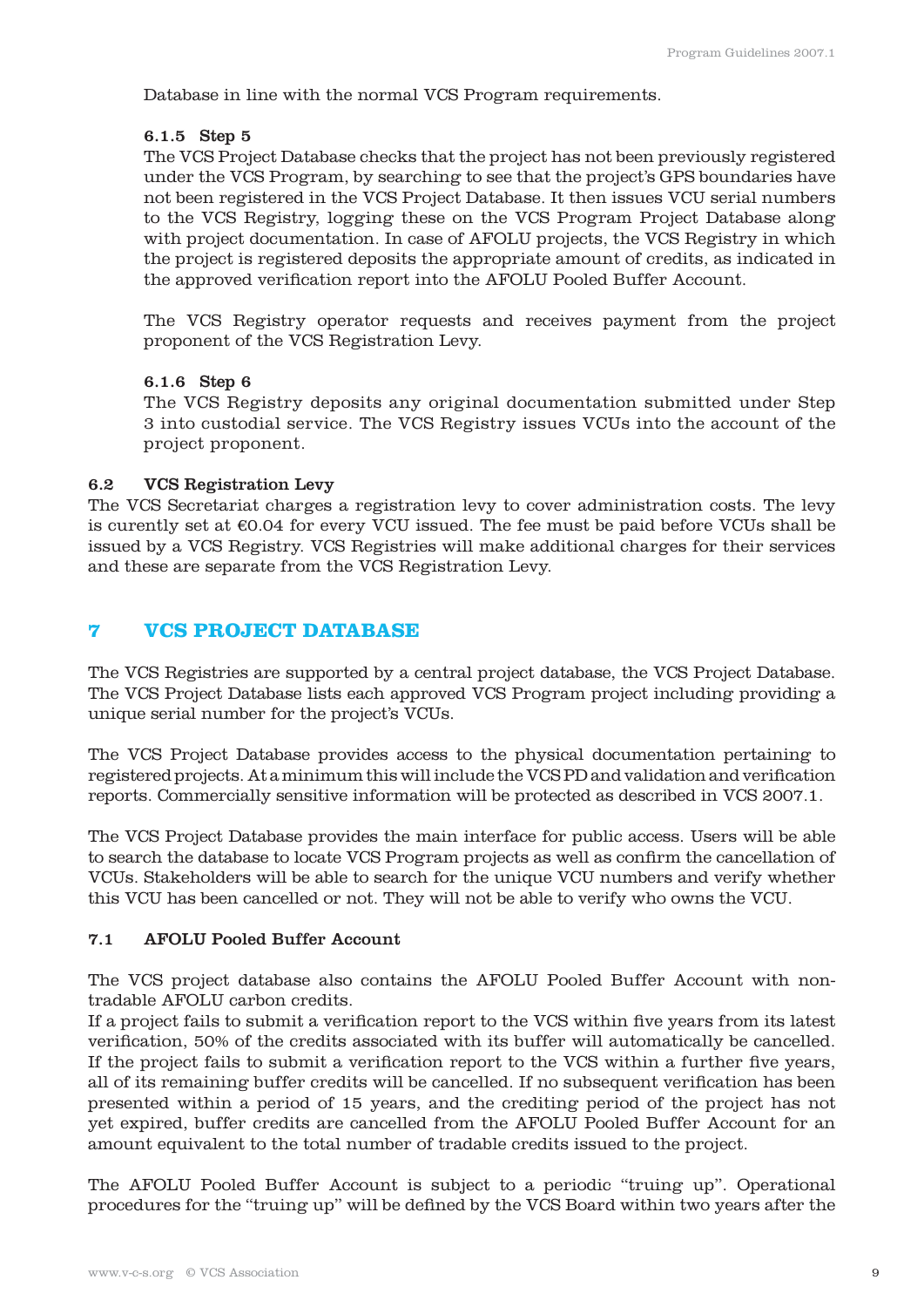Database in line with the normal VCS Program requirements.

#### 6.1.5 Step 5

The VCS Project Database checks that the project has not been previously registered under the VCS Program, by searching to see that the project's GPS boundaries have not been registered in the VCS Project Database. It then issues VCU serial numbers to the VCS Registry, logging these on the VCS Program Project Database along with project documentation. In case of AFOLU projects, the VCS Registry in which the project is registered deposits the appropriate amount of credits, as indicated in the approved verification report into the AFOLU Pooled Buffer Account.

The VCS Registry operator requests and receives payment from the project proponent of the VCS Registration Levy.

#### 6.1.6 Step 6

The VCS Registry deposits any original documentation submitted under Step 3 into custodial service. The VCS Registry issues VCUs into the account of the project proponent.

### 6.2 VCS Registration Levy

The VCS Secretariat charges a registration levy to cover administration costs. The levy is curently set at €0.04 for every VCU issued. The fee must be paid before VCUs shall be issued by a VCS Registry. VCS Registries will make additional charges for their services and these are separate from the VCS Registration Levy.

## 7 VCS PROJECT DATABASE

The VCS Registries are supported by a central project database, the VCS Project Database. The VCS Project Database lists each approved VCS Program project including providing a unique serial number for the project's VCUs.

The VCS Project Database provides access to the physical documentation pertaining to registered projects. At a minimum this will include the VCS PD and validation and verification reports. Commercially sensitive information will be protected as described in VCS 2007.1.

The VCS Project Database provides the main interface for public access. Users will be able to search the database to locate VCS Program projects as well as confirm the cancellation of VCUs. Stakeholders will be able to search for the unique VCU numbers and verify whether this VCU has been cancelled or not. They will not be able to verify who owns the VCU.

### 7.1 AFOLU Pooled Buffer Account

The VCS project database also contains the AFOLU Pooled Buffer Account with non-tradable AFOLU carbon credits.
If a project fails to submit a verification report to the VCS within five years from its latest verification, 50% of the credits associated with its buffer will automatically be cancelled. If the project fails to submit a verification report to the VCS within a further five years, all of its remaining buffer credits will be cancelled. If no subsequent verification has been presented within a period of 15 years, and the crediting period of the project has not yet expired, buffer credits are cancelled from the AFOLU Pooled Buffer Account for an amount equivalent to the total number of tradable credits issued to the project.

The AFOLU Pooled Buffer Account is subject to a periodic "truing up". Operational procedures for the "truing up" will be defined by the VCS Board within two years after the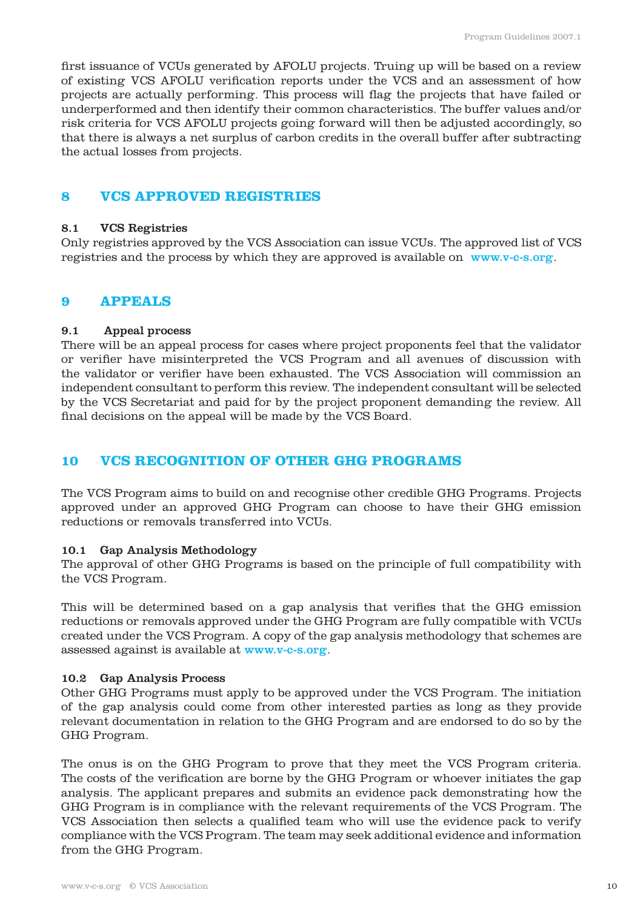first issuance of VCUs generated by AFOLU projects. Truing up will be based on a review of existing VCS AFOLU verification reports under the VCS and an assessment of how projects are actually performing. This process will flag the projects that have failed or underperformed and then identify their common characteristics. The buffer values and/or risk criteria for VCS AFOLU projects going forward will then be adjusted accordingly, so that there is always a net surplus of carbon credits in the overall buffer after subtracting the actual losses from projects.

## 8 VCS APPROVED REGISTRIES

### 8.1 VCS Registries

Only registries approved by the VCS Association can issue VCUs. The approved list of VCS registries and the process by which they are approved is available on www.v-c-s.org.

## 9 APPEALS

### 9.1 Appeal process

There will be an appeal process for cases where project proponents feel that the validator or verifier have misinterpreted the VCS Program and all avenues of discussion with the validator or verifier have been exhausted. The VCS Association will commission an independent consultant to perform this review. The independent consultant will be selected by the VCS Secretariat and paid for by the project proponent demanding the review. All final decisions on the appeal will be made by the VCS Board.

## 10 VCS RECOGNITION OF OTHER GHG PROGRAMS

The VCS Program aims to build on and recognise other credible GHG Programs. Projects approved under an approved GHG Program can choose to have their GHG emission reductions or removals transferred into VCUs.

### 10.1 Gap Analysis Methodology

The approval of other GHG Programs is based on the principle of full compatibility with the VCS Program.

This will be determined based on a gap analysis that verifies that the GHG emission reductions or removals approved under the GHG Program are fully compatible with VCUs created under the VCS Program. A copy of the gap analysis methodology that schemes are assessed against is available at www.v-c-s.org.

### 10.2 Gap Analysis Process

Other GHG Programs must apply to be approved under the VCS Program. The initiation of the gap analysis could come from other interested parties as long as they provide relevant documentation in relation to the GHG Program and are endorsed to do so by the GHG Program.

The onus is on the GHG Program to prove that they meet the VCS Program criteria. The costs of the verification are borne by the GHG Program or whoever initiates the gap analysis. The applicant prepares and submits an evidence pack demonstrating how the GHG Program is in compliance with the relevant requirements of the VCS Program. The VCS Association then selects a qualified team who will use the evidence pack to verify compliance with the VCS Program. The team may seek additional evidence and information from the GHG Program.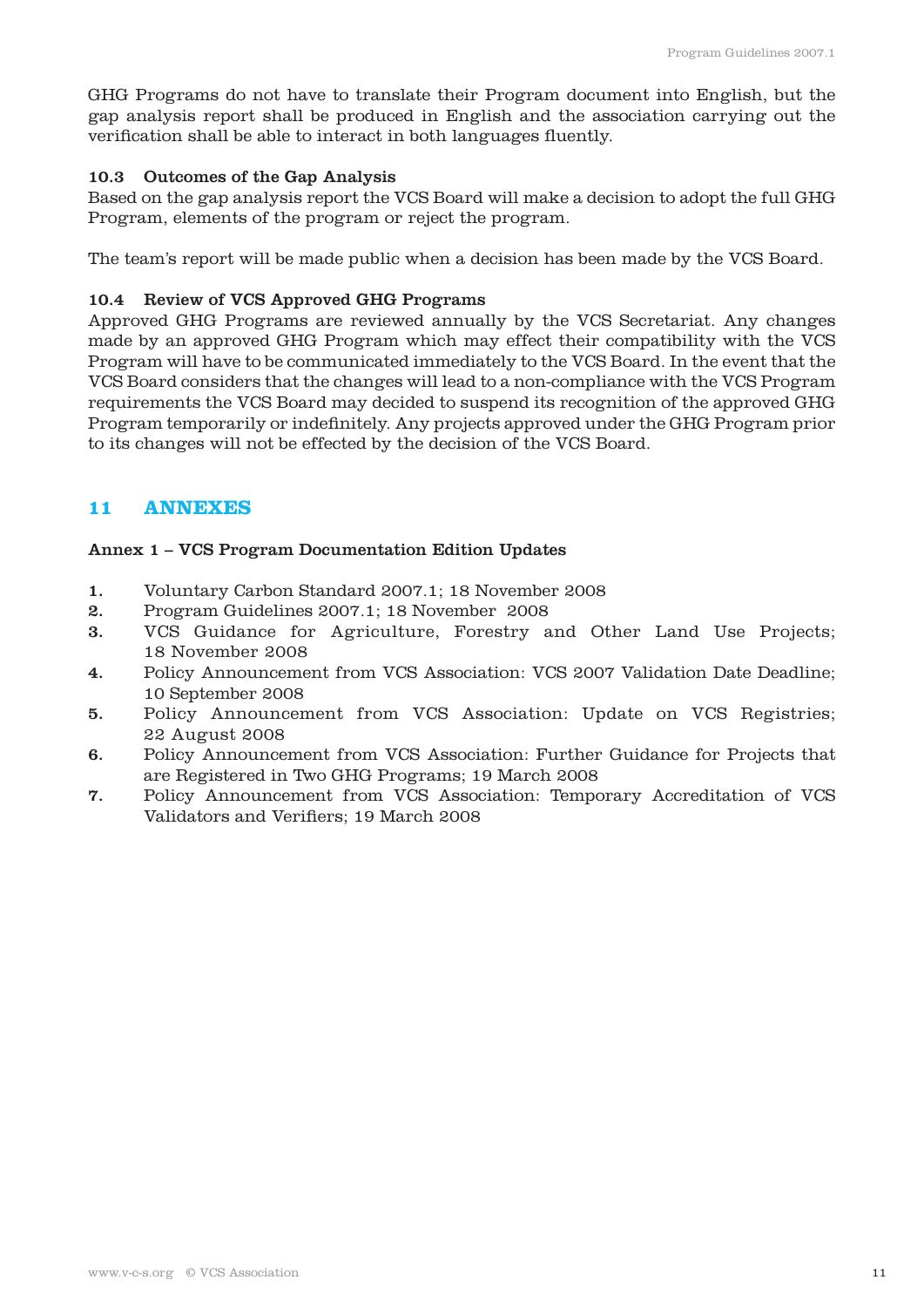GHG Programs do not have to translate their Program document into English, but the gap analysis report shall be produced in English and the association carrying out the verification shall be able to interact in both languages fluently.

### 10.3 Outcomes of the Gap Analysis

Based on the gap analysis report the VCS Board will make a decision to adopt the full GHG Program, elements of the program or reject the program.

The team's report will be made public when a decision has been made by the VCS Board.

### 10.4 Review of VCS Approved GHG Programs

Approved GHG Programs are reviewed annually by the VCS Secretariat. Any changes made by an approved GHG Program which may effect their compatibility with the VCS Program will have to be communicated immediately to the VCS Board. In the event that the VCS Board considers that the changes will lead to a non-compliance with the VCS Program requirements the VCS Board may decided to suspend its recognition of the approved GHG Program temporarily or indefinitely. Any projects approved under the GHG Program prior to its changes will not be effected by the decision of the VCS Board.

## 11 ANNEXES

### Annex 1 – VCS Program Documentation Edition Updates

1. Voluntary Carbon Standard 2007.1; 18 November 2008
2. Program Guidelines 2007.1; 18 November 2008
3. VCS Guidance for Agriculture, Forestry and Other Land Use Projects; 18 November 2008
4. Policy Announcement from VCS Association: VCS 2007 Validation Date Deadline; 10 September 2008
5. Policy Announcement from VCS Association: Update on VCS Registries; 22 August 2008
6. Policy Announcement from VCS Association: Further Guidance for Projects that are Registered in Two GHG Programs; 19 March 2008
7. Policy Announcement from VCS Association: Temporary Accreditation of VCS Validators and Verifiers; 19 March 2008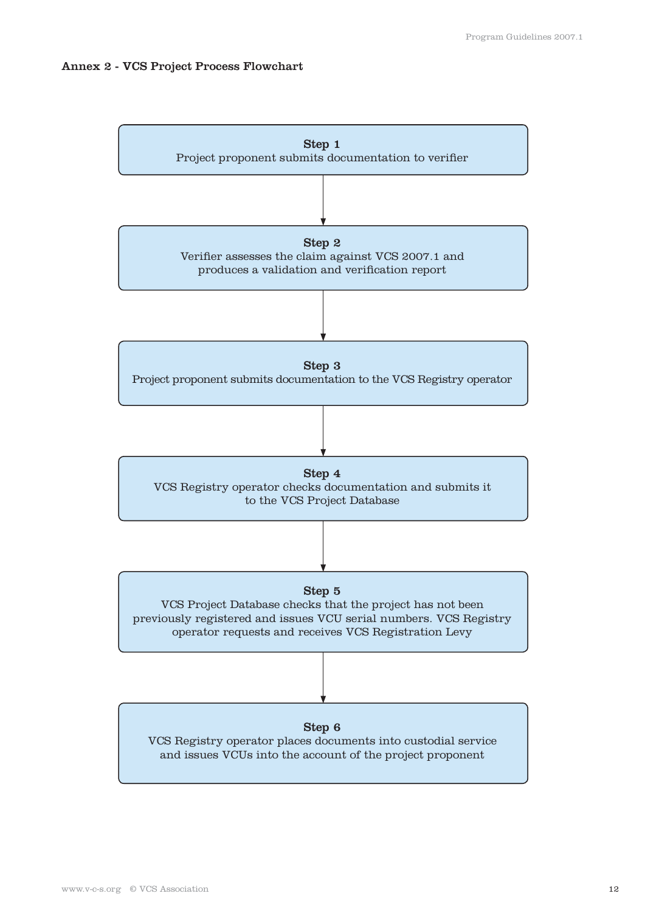### Annex 2 - VCS Project Process Flowchart

**Step 1**
Project proponent submits documentation to verifier

↓

**Step 2**
Verifier assesses the claim against VCS 2007.1 and produces a validation and verification report

↓

**Step 3**
Project proponent submits documentation to the VCS Registry operator

↓

**Step 4**
VCS Registry operator checks documentation and submits it to the VCS Project Database

↓

**Step 5**
VCS Project Database checks that the project has not been previously registered and issues VCU serial numbers. VCS Registry operator requests and receives VCS Registration Levy

↓

**Step 6**
VCS Registry operator places documents into custodial service and issues VCUs into the account of the project proponent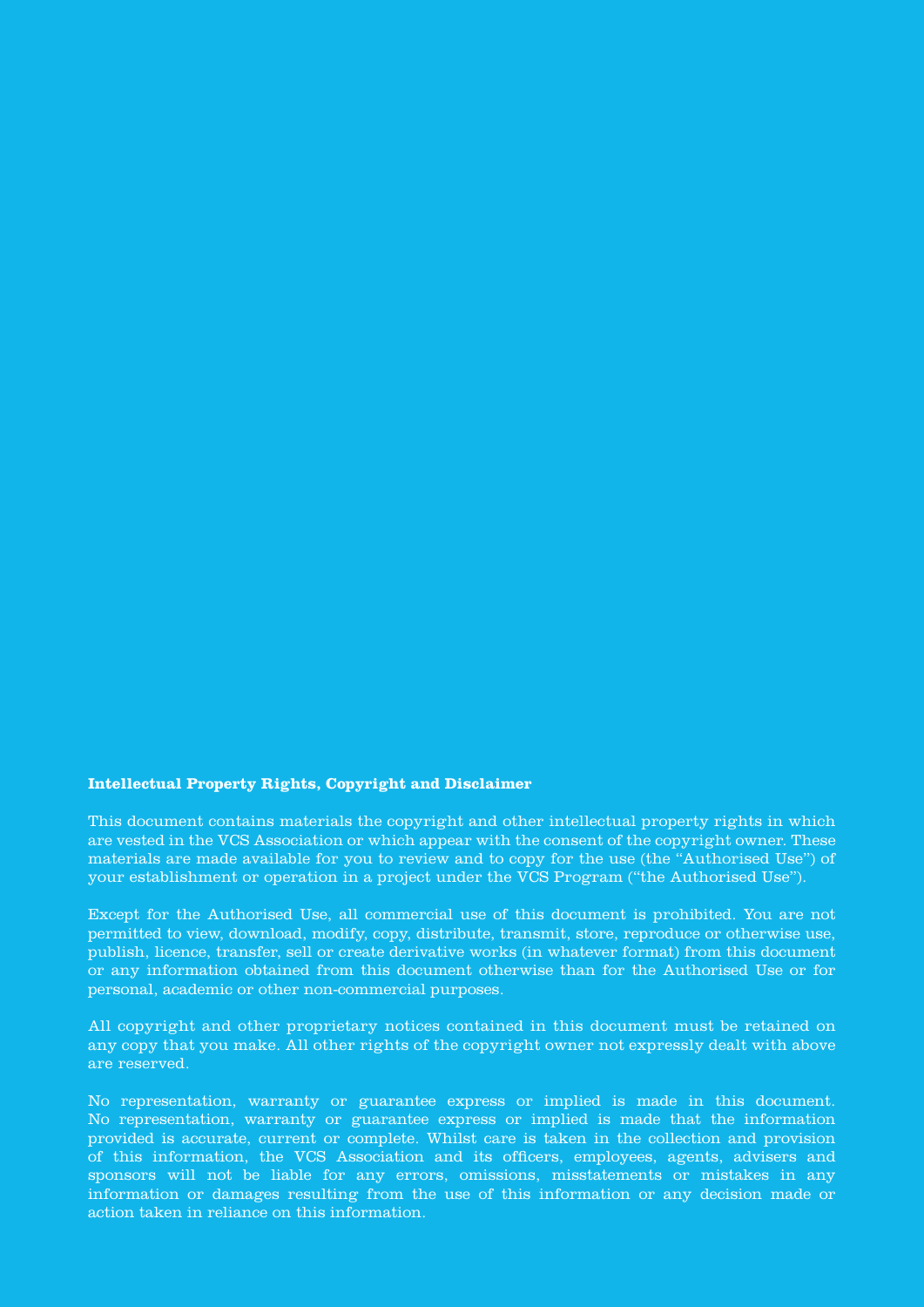**Intellectual Property Rights, Copyright and Disclaimer**

This document contains materials the copyright and other intellectual property rights in which are vested in the VCS Association or which appear with the consent of the copyright owner. These materials are made available for you to review and to copy for the use (the "Authorised Use") of your establishment or operation in a project under the VCS Program ("the Authorised Use").

Except for the Authorised Use, all commercial use of this document is prohibited. You are not permitted to view, download, modify, copy, distribute, transmit, store, reproduce or otherwise use, publish, licence, transfer, sell or create derivative works (in whatever format) from this document or any information obtained from this document otherwise than for the Authorised Use or for personal, academic or other non-commercial purposes.

All copyright and other proprietary notices contained in this document must be retained on any copy that you make. All other rights of the copyright owner not expressly dealt with above are reserved.

No representation, warranty or guarantee express or implied is made in this document. No representation, warranty or guarantee express or implied is made that the information provided is accurate, current or complete. Whilst care is taken in the collection and provision of this information, the VCS Association and its officers, employees, agents, advisers and sponsors will not be liable for any errors, omissions, misstatements or mistakes in any information or damages resulting from the use of this information or any decision made or action taken in reliance on this information.